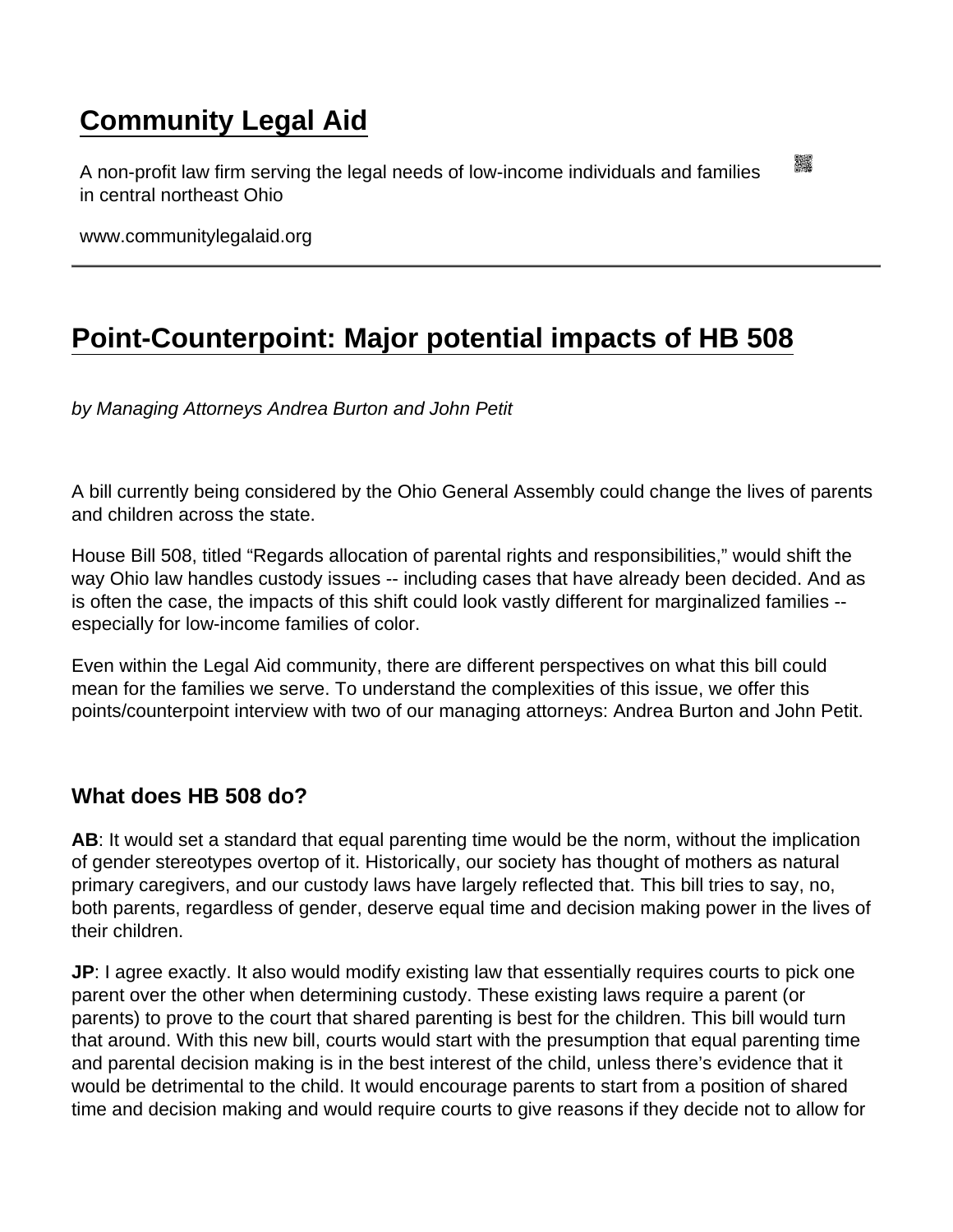# Community Legal Aid

A non-profit law firm serving the legal needs of low-income individuals and families in central northeast Ohio

www.communitylegalaid.org

## Point-Counterpoint: Major potential impacts of HB 508

*by Managing Attorneys Andrea Burton and John Petit*

A bill currently being considered by the Ohio General Assembly could change the lives of parents and children across the state.

House Bill 508, titled "Regards allocation of parental rights and responsibilities," would shift the way Ohio law handles custody issues -- including cases that have already been decided. And as is often the case, the impacts of this shift could look vastly different for marginalized families -- especially for low-income families of color.

Even within the Legal Aid community, there are different perspectives on what this bill could mean for the families we serve. To understand the complexities of this issue, we offer this points/counterpoint interview with two of our managing attorneys: Andrea Burton and John Petit.

### What does HB 508 do?

**AB**: It would set a standard that equal parenting time would be the norm, without the implication of gender stereotypes overtop of it. Historically, our society has thought of mothers as natural primary caregivers, and our custody laws have largely reflected that. This bill tries to say, no, both parents, regardless of gender, deserve equal time and decision making power in the lives of their children.

**JP**: I agree exactly. It also would modify existing law that essentially requires courts to pick one parent over the other when determining custody. These existing laws require a parent (or parents) to prove to the court that shared parenting is best for the children. This bill would turn that around. With this new bill, courts would start with the presumption that equal parenting time and parental decision making is in the best interest of the child, unless there's evidence that it would be detrimental to the child. It would encourage parents to start from a position of shared time and decision making and would require courts to give reasons if they decide not to allow for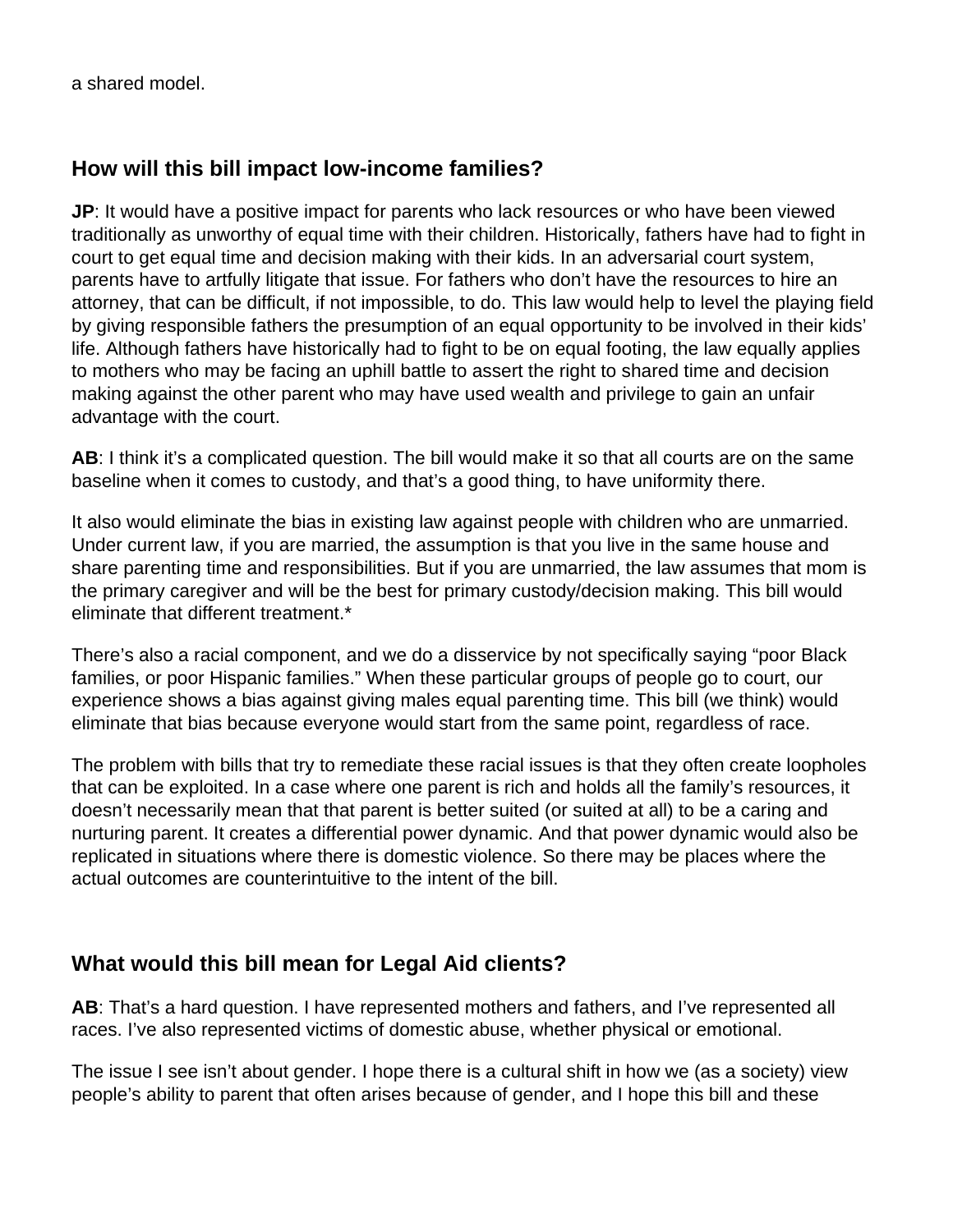a shared model.

## How will this bill impact low-income families?

**JP**: It would have a positive impact for parents who lack resources or who have been viewed traditionally as unworthy of equal time with their children. Historically, fathers have had to fight in court to get equal time and decision making with their kids. In an adversarial court system, parents have to artfully litigate that issue. For fathers who don't have the resources to hire an attorney, that can be difficult, if not impossible, to do. This law would help to level the playing field by giving responsible fathers the presumption of an equal opportunity to be involved in their kids' life. Although fathers have historically had to fight to be on equal footing, the law equally applies to mothers who may be facing an uphill battle to assert the right to shared time and decision making against the other parent who may have used wealth and privilege to gain an unfair advantage with the court.

**AB**: I think it's a complicated question. The bill would make it so that all courts are on the same baseline when it comes to custody, and that's a good thing, to have uniformity there.

It also would eliminate the bias in existing law against people with children who are unmarried. Under current law, if you are married, the assumption is that you live in the same house and share parenting time and responsibilities. But if you are unmarried, the law assumes that mom is the primary caregiver and will be the best for primary custody/decision making. This bill would eliminate that different treatment.*

There's also a racial component, and we do a disservice by not specifically saying "poor Black families, or poor Hispanic families." When these particular groups of people go to court, our experience shows a bias against giving males equal parenting time. This bill (we think) would eliminate that bias because everyone would start from the same point, regardless of race.

The problem with bills that try to remediate these racial issues is that they often create loopholes that can be exploited. In a case where one parent is rich and holds all the family's resources, it doesn't necessarily mean that that parent is better suited (or suited at all) to be a caring and nurturing parent. It creates a differential power dynamic. And that power dynamic would also be replicated in situations where there is domestic violence. So there may be places where the actual outcomes are counterintuitive to the intent of the bill.

## What would this bill mean for Legal Aid clients?

**AB**: That's a hard question. I have represented mothers and fathers, and I've represented all races. I've also represented victims of domestic abuse, whether physical or emotional.

The issue I see isn't about gender. I hope there is a cultural shift in how we (as a society) view people's ability to parent that often arises because of gender, and I hope this bill and these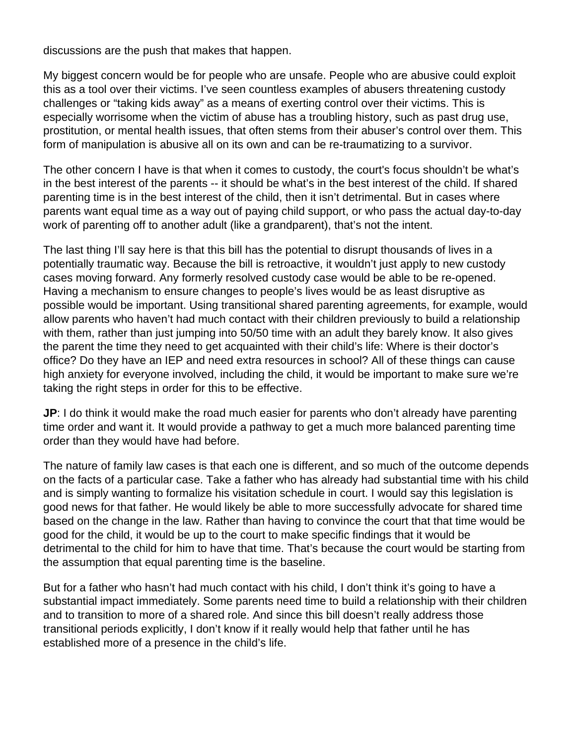discussions are the push that makes that happen.

My biggest concern would be for people who are unsafe. People who are abusive could exploit this as a tool over their victims. I've seen countless examples of abusers threatening custody challenges or "taking kids away" as a means of exerting control over their victims. This is especially worrisome when the victim of abuse has a troubling history, such as past drug use, prostitution, or mental health issues, that often stems from their abuser's control over them. This form of manipulation is abusive all on its own and can be re-traumatizing to a survivor.

The other concern I have is that when it comes to custody, the court's focus shouldn't be what's in the best interest of the parents -- it should be what's in the best interest of the child. If shared parenting time is in the best interest of the child, then it isn't detrimental. But in cases where parents want equal time as a way out of paying child support, or who pass the actual day-to-day work of parenting off to another adult (like a grandparent), that's not the intent.

The last thing I'll say here is that this bill has the potential to disrupt thousands of lives in a potentially traumatic way. Because the bill is retroactive, it wouldn't just apply to new custody cases moving forward. Any formerly resolved custody case would be able to be re-opened. Having a mechanism to ensure changes to people's lives would be as least disruptive as possible would be important. Using transitional shared parenting agreements, for example, would allow parents who haven't had much contact with their children previously to build a relationship with them, rather than just jumping into 50/50 time with an adult they barely know. It also gives the parent the time they need to get acquainted with their child's life: Where is their doctor's office? Do they have an IEP and need extra resources in school? All of these things can cause high anxiety for everyone involved, including the child, it would be important to make sure we're taking the right steps in order for this to be effective.

**JP**: I do think it would make the road much easier for parents who don't already have parenting time order and want it. It would provide a pathway to get a much more balanced parenting time order than they would have had before.

The nature of family law cases is that each one is different, and so much of the outcome depends on the facts of a particular case. Take a father who has already had substantial time with his child and is simply wanting to formalize his visitation schedule in court. I would say this legislation is good news for that father. He would likely be able to more successfully advocate for shared time based on the change in the law. Rather than having to convince the court that that time would be good for the child, it would be up to the court to make specific findings that it would be detrimental to the child for him to have that time. That's because the court would be starting from the assumption that equal parenting time is the baseline.

But for a father who hasn't had much contact with his child, I don't think it's going to have a substantial impact immediately. Some parents need time to build a relationship with their children and to transition to more of a shared role. And since this bill doesn't really address those transitional periods explicitly, I don't know if it really would help that father until he has established more of a presence in the child's life.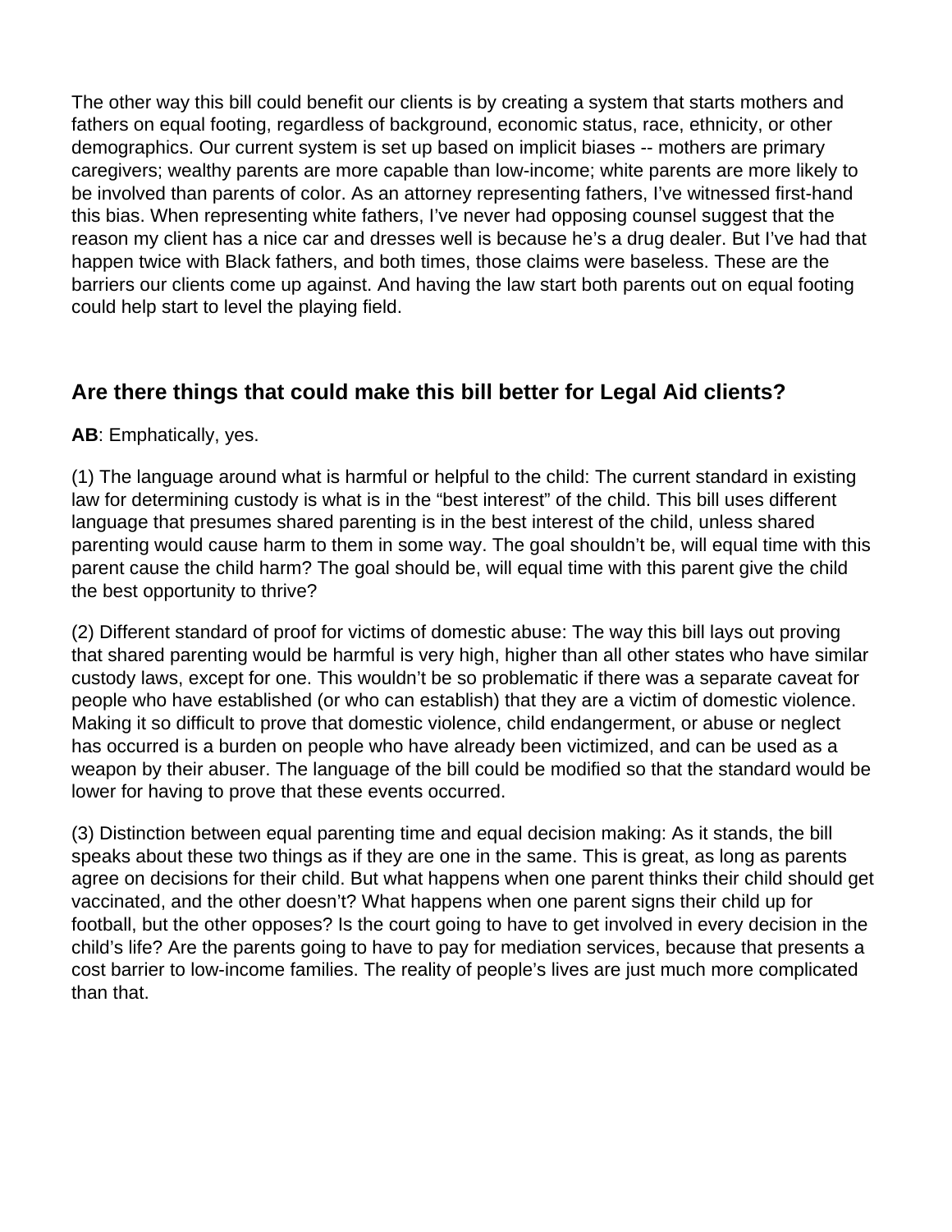The other way this bill could benefit our clients is by creating a system that starts mothers and fathers on equal footing, regardless of background, economic status, race, ethnicity, or other demographics. Our current system is set up based on implicit biases -- mothers are primary caregivers; wealthy parents are more capable than low-income; white parents are more likely to be involved than parents of color. As an attorney representing fathers, I've witnessed first-hand this bias. When representing white fathers, I've never had opposing counsel suggest that the reason my client has a nice car and dresses well is because he's a drug dealer. But I've had that happen twice with Black fathers, and both times, those claims were baseless. These are the barriers our clients come up against. And having the law start both parents out on equal footing could help start to level the playing field.

## Are there things that could make this bill better for Legal Aid clients?

**AB**: Emphatically, yes.

(1) The language around what is harmful or helpful to the child: The current standard in existing law for determining custody is what is in the "best interest" of the child. This bill uses different language that presumes shared parenting is in the best interest of the child, unless shared parenting would cause harm to them in some way. The goal shouldn't be, will equal time with this parent cause the child harm? The goal should be, will equal time with this parent give the child the best opportunity to thrive?

(2) Different standard of proof for victims of domestic abuse: The way this bill lays out proving that shared parenting would be harmful is very high, higher than all other states who have similar custody laws, except for one. This wouldn't be so problematic if there was a separate caveat for people who have established (or who can establish) that they are a victim of domestic violence. Making it so difficult to prove that domestic violence, child endangerment, or abuse or neglect has occurred is a burden on people who have already been victimized, and can be used as a weapon by their abuser. The language of the bill could be modified so that the standard would be lower for having to prove that these events occurred.

(3) Distinction between equal parenting time and equal decision making: As it stands, the bill speaks about these two things as if they are one in the same. This is great, as long as parents agree on decisions for their child. But what happens when one parent thinks their child should get vaccinated, and the other doesn't? What happens when one parent signs their child up for football, but the other opposes? Is the court going to have to get involved in every decision in the child's life? Are the parents going to have to pay for mediation services, because that presents a cost barrier to low-income families. The reality of people's lives are just much more complicated than that.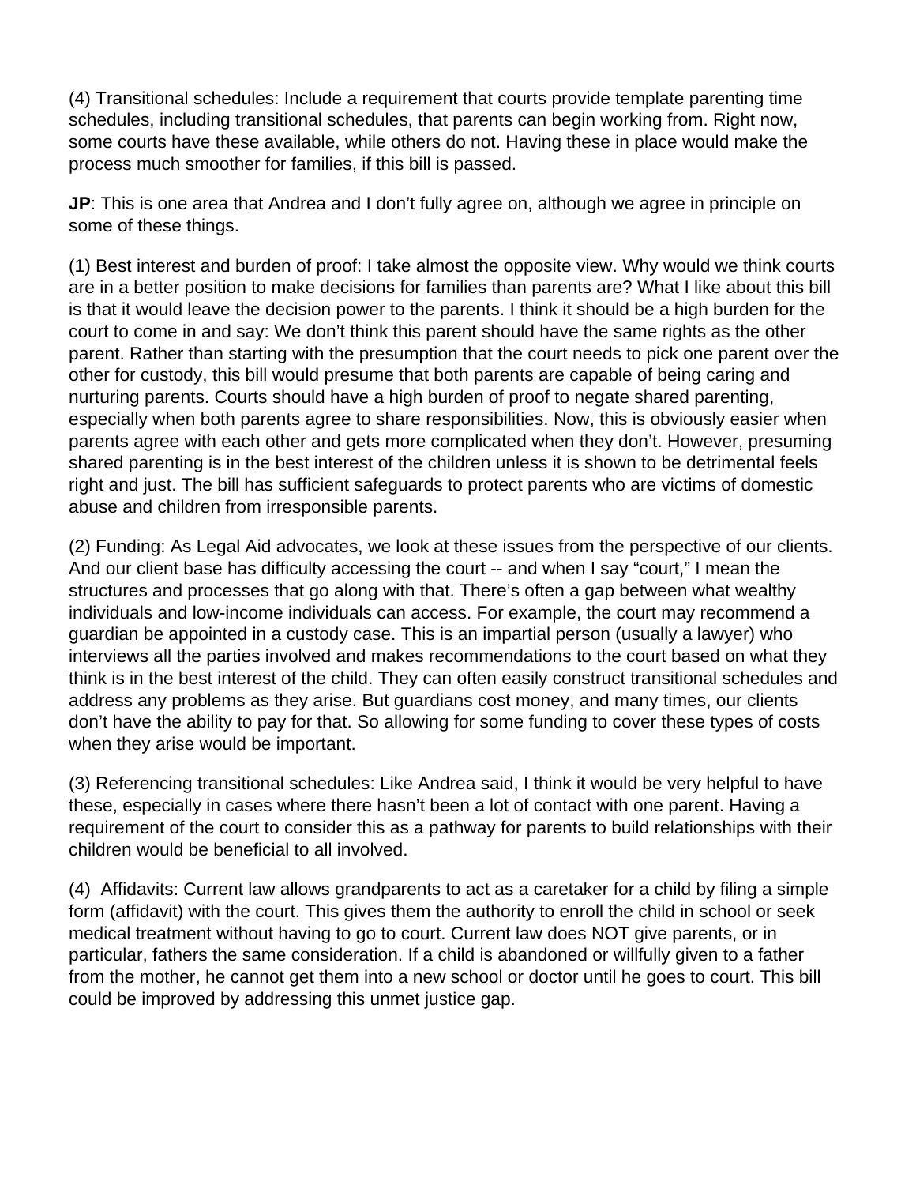(4) Transitional schedules: Include a requirement that courts provide template parenting time schedules, including transitional schedules, that parents can begin working from. Right now, some courts have these available, while others do not. Having these in place would make the process much smoother for families, if this bill is passed.

**JP**: This is one area that Andrea and I don't fully agree on, although we agree in principle on some of these things.

(1) Best interest and burden of proof: I take almost the opposite view. Why would we think courts are in a better position to make decisions for families than parents are? What I like about this bill is that it would leave the decision power to the parents. I think it should be a high burden for the court to come in and say: We don't think this parent should have the same rights as the other parent. Rather than starting with the presumption that the court needs to pick one parent over the other for custody, this bill would presume that both parents are capable of being caring and nurturing parents. Courts should have a high burden of proof to negate shared parenting, especially when both parents agree to share responsibilities. Now, this is obviously easier when parents agree with each other and gets more complicated when they don't. However, presuming shared parenting is in the best interest of the children unless it is shown to be detrimental feels right and just. The bill has sufficient safeguards to protect parents who are victims of domestic abuse and children from irresponsible parents.

(2) Funding: As Legal Aid advocates, we look at these issues from the perspective of our clients. And our client base has difficulty accessing the court -- and when I say "court," I mean the structures and processes that go along with that. There's often a gap between what wealthy individuals and low-income individuals can access. For example, the court may recommend a guardian be appointed in a custody case. This is an impartial person (usually a lawyer) who interviews all the parties involved and makes recommendations to the court based on what they think is in the best interest of the child. They can often easily construct transitional schedules and address any problems as they arise. But guardians cost money, and many times, our clients don't have the ability to pay for that. So allowing for some funding to cover these types of costs when they arise would be important.

(3) Referencing transitional schedules: Like Andrea said, I think it would be very helpful to have these, especially in cases where there hasn't been a lot of contact with one parent. Having a requirement of the court to consider this as a pathway for parents to build relationships with their children would be beneficial to all involved.

(4) Affidavits: Current law allows grandparents to act as a caretaker for a child by filing a simple form (affidavit) with the court. This gives them the authority to enroll the child in school or seek medical treatment without having to go to court. Current law does NOT give parents, or in particular, fathers the same consideration. If a child is abandoned or willfully given to a father from the mother, he cannot get them into a new school or doctor until he goes to court. This bill could be improved by addressing this unmet justice gap.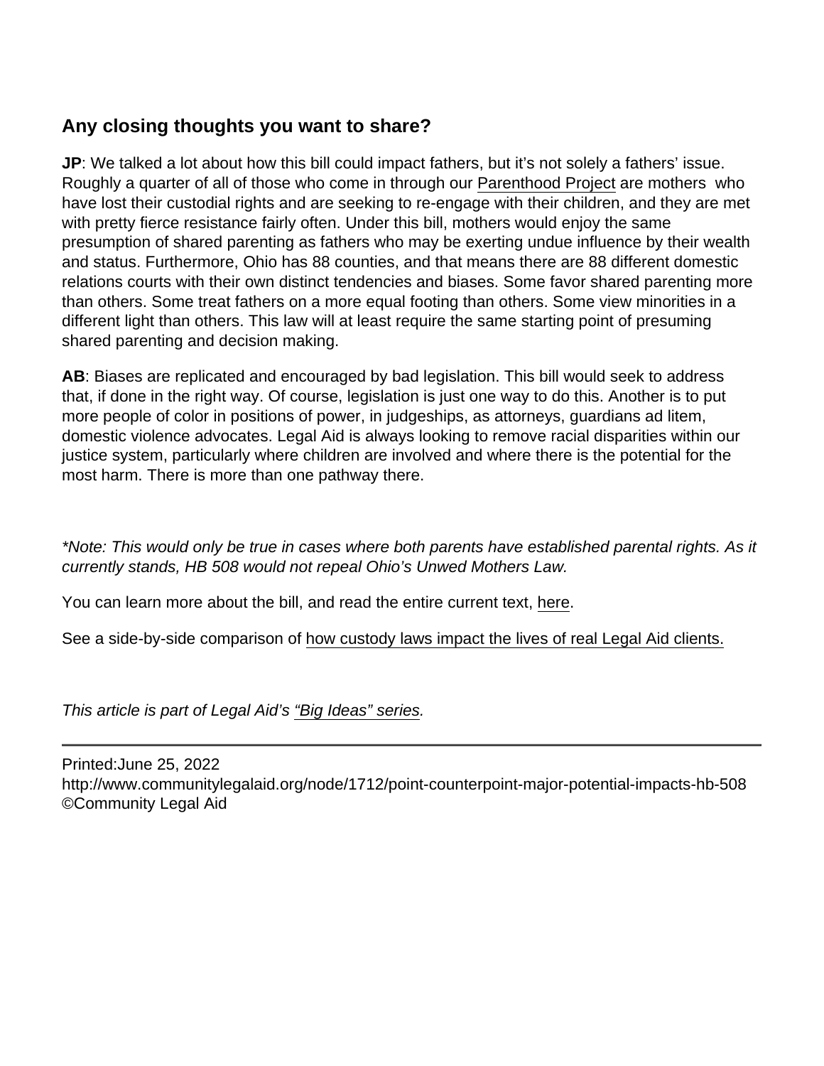### Any closing thoughts you want to share?

**JP**: We talked a lot about how this bill could impact fathers, but it's not solely a fathers' issue. Roughly a quarter of all of those who come in through our Parenthood Project are mothers who have lost their custodial rights and are seeking to re-engage with their children, and they are met with pretty fierce resistance fairly often. Under this bill, mothers would enjoy the same presumption of shared parenting as fathers who may be exerting undue influence by their wealth and status. Furthermore, Ohio has 88 counties, and that means there are 88 different domestic relations courts with their own distinct tendencies and biases. Some favor shared parenting more than others. Some treat fathers on a more equal footing than others. Some view minorities in a different light than others. This law will at least require the same starting point of presuming shared parenting and decision making.

**AB**: Biases are replicated and encouraged by bad legislation. This bill would seek to address that, if done in the right way. Of course, legislation is just one way to do this. Another is to put more people of color in positions of power, in judgeships, as attorneys, guardians ad litem, domestic violence advocates. Legal Aid is always looking to remove racial disparities within our justice system, particularly where children are involved and where there is the potential for the most harm. There is more than one pathway there.

*\*Note: This would only be true in cases where both parents have established parental rights. As it currently stands, HB 508 would not repeal Ohio's Unwed Mothers Law.*

You can learn more about the bill, and read the entire current text, here.

See a side-by-side comparison of how custody laws impact the lives of real Legal Aid clients.

*This article is part of Legal Aid's "Big Ideas" series.*

---

Printed:June 25, 2022
http://www.communitylegalaid.org/node/1712/point-counterpoint-major-potential-impacts-hb-508
©Community Legal Aid